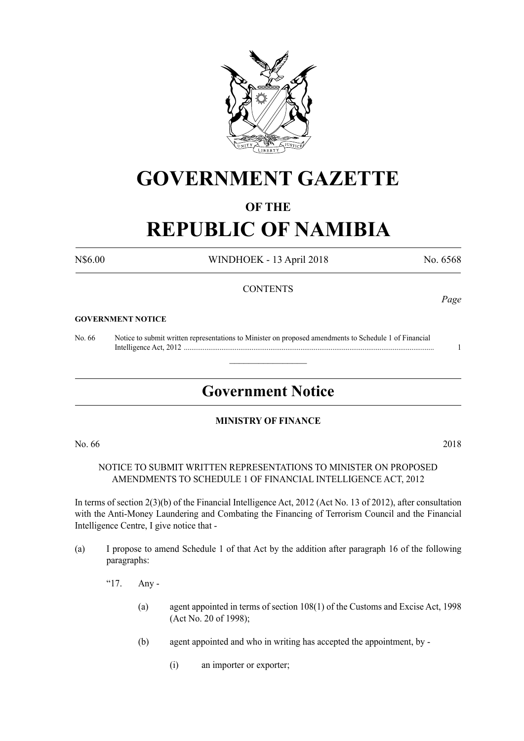# GOVERNMENT GAZETTE

## OF THE

# REPUBLIC OF NAMIBIA

N$6.00 WINDHOEK - 13 April 2018 No. 6568

CONTENTS

*Page*

**GOVERNMENT NOTICE**

No. 66 Notice to submit written representations to Minister on proposed amendments to Schedule 1 of Financial Intelligence Act, 2012 ..................................................................................................................................... 1

---

## Government Notice

**MINISTRY OF FINANCE**

No. 66 2018

NOTICE TO SUBMIT WRITTEN REPRESENTATIONS TO MINISTER ON PROPOSED AMENDMENTS TO SCHEDULE 1 OF FINANCIAL INTELLIGENCE ACT, 2012

In terms of section 2(3)(b) of the Financial Intelligence Act, 2012 (Act No. 13 of 2012), after consultation with the Anti-Money Laundering and Combating the Financing of Terrorism Council and the Financial Intelligence Centre, I give notice that -

(a) I propose to amend Schedule 1 of that Act by the addition after paragraph 16 of the following paragraphs:

"17. Any -

(a) agent appointed in terms of section 108(1) of the Customs and Excise Act, 1998 (Act No. 20 of 1998);

(b) agent appointed and who in writing has accepted the appointment, by -

(i) an importer or exporter;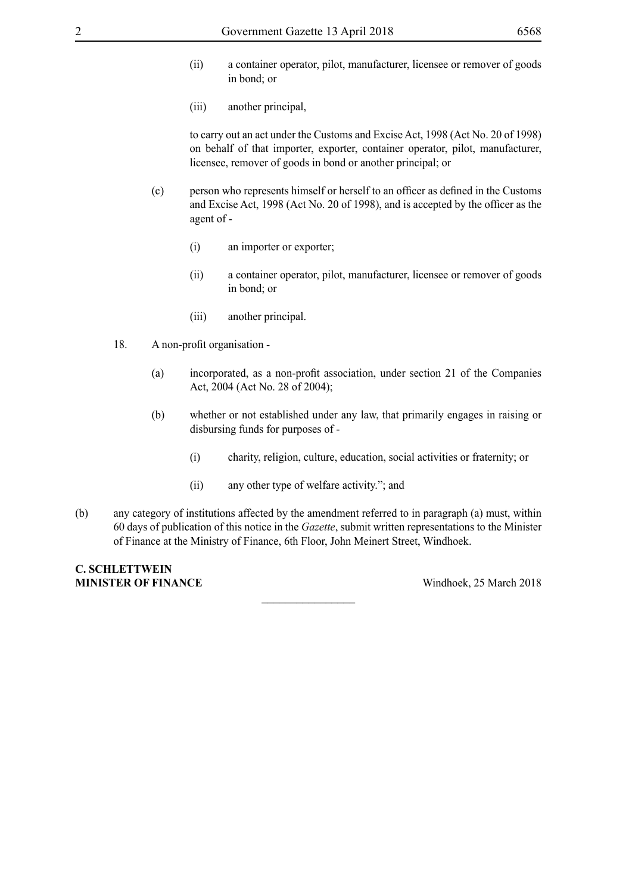(ii) a container operator, pilot, manufacturer, licensee or remover of goods in bond; or

(iii) another principal,

to carry out an act under the Customs and Excise Act, 1998 (Act No. 20 of 1998) on behalf of that importer, exporter, container operator, pilot, manufacturer, licensee, remover of goods in bond or another principal; or

(c) person who represents himself or herself to an officer as defined in the Customs and Excise Act, 1998 (Act No. 20 of 1998), and is accepted by the officer as the agent of -

(i) an importer or exporter;

(ii) a container operator, pilot, manufacturer, licensee or remover of goods in bond; or

(iii) another principal.

18. A non-profit organisation -

(a) incorporated, as a non-profit association, under section 21 of the Companies Act, 2004 (Act No. 28 of 2004);

(b) whether or not established under any law, that primarily engages in raising or disbursing funds for purposes of -

(i) charity, religion, culture, education, social activities or fraternity; or

(ii) any other type of welfare activity."; and

(b) any category of institutions affected by the amendment referred to in paragraph (a) must, within 60 days of publication of this notice in the *Gazette*, submit written representations to the Minister of Finance at the Ministry of Finance, 6th Floor, John Meinert Street, Windhoek.

**C. SCHLETTWEIN**
**MINISTER OF FINANCE**

Windhoek, 25 March 2018